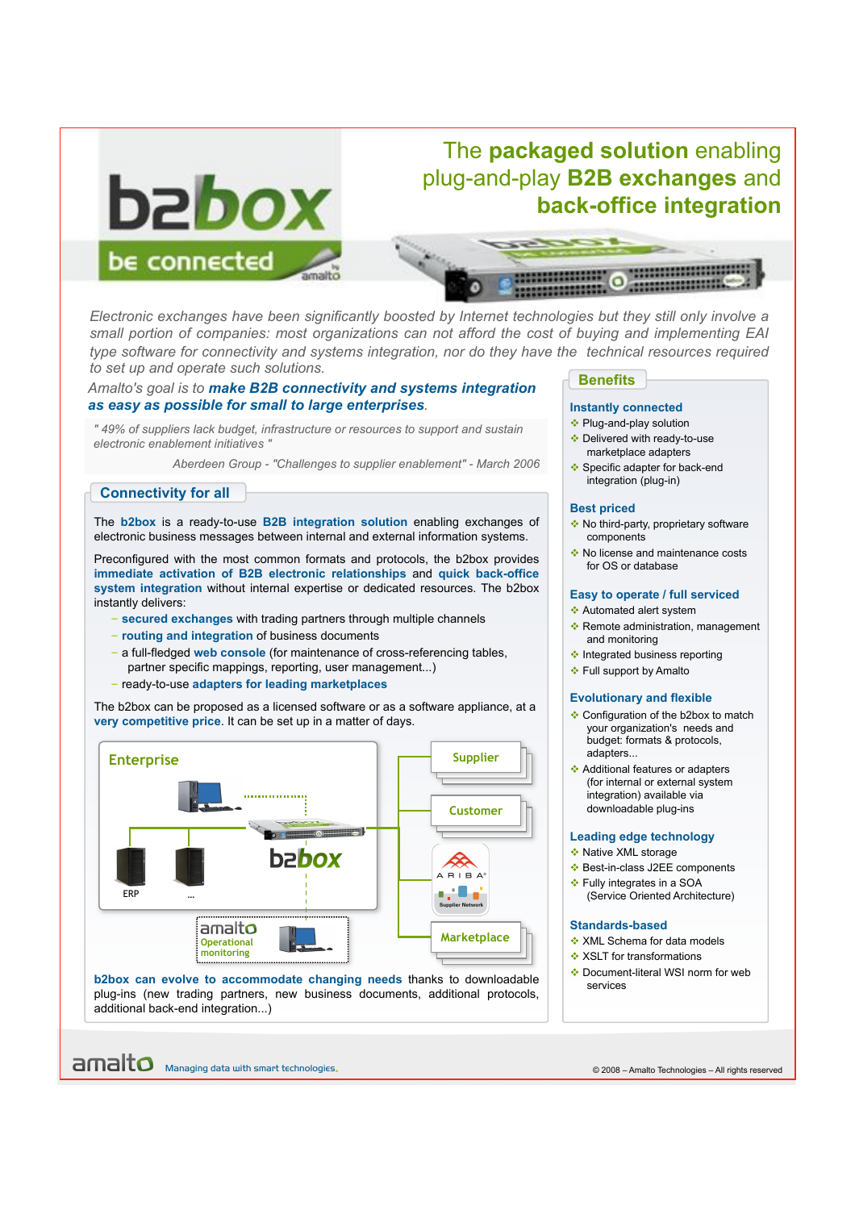# The **packaged solution** enabling plug-and-play **B2B exchanges** and **back-office integration**

b2box — be connected

*Electronic exchanges have been significantly boosted by Internet technologies but they still only involve a small portion of companies: most organizations can not afford the cost of buying and implementing EAI type software for connectivity and systems integration, nor do they have the technical resources required to set up and operate such solutions.*

*Amalto's goal is to* ***make B2B connectivity and systems integration as easy as possible for small to large enterprises****.*

> *" 49% of suppliers lack budget, infrastructure or resources to support and sustain electronic enablement initiatives "*
>
> *Aberdeen Group - "Challenges to supplier enablement" - March 2006*

## Connectivity for all

The **b2box** is a ready-to-use **B2B integration solution** enabling exchanges of electronic business messages between internal and external information systems.

Preconfigured with the most common formats and protocols, the b2box provides **immediate activation of B2B electronic relationships** and **quick back-office system integration** without internal expertise or dedicated resources. The b2box instantly delivers:

- **secured exchanges** with trading partners through multiple channels
- **routing and integration** of business documents
- a full-fledged **web console** (for maintenance of cross-referencing tables, partner specific mappings, reporting, user management...)
- ready-to-use **adapters for leading marketplaces**

The b2box can be proposed as a licensed software or as a software appliance, at a **very competitive price**. It can be set up in a matter of days.

Enterprise — ERP — ... — b2box — Supplier — Customer — ARIBA Supplier Network — Marketplace — amalto Operational monitoring

**b2box can evolve to accommodate changing needs** thanks to downloadable plug-ins (new trading partners, new business documents, additional protocols, additional back-end integration...)

## Benefits

### Instantly connected
- Plug-and-play solution
- Delivered with ready-to-use marketplace adapters
- Specific adapter for back-end integration (plug-in)

### Best priced
- No third-party, proprietary software components
- No license and maintenance costs for OS or database

### Easy to operate / full serviced
- Automated alert system
- Remote administration, management and monitoring
- Integrated business reporting
- Full support by Amalto

### Evolutionary and flexible
- Configuration of the b2box to match your organization's needs and budget: formats & protocols, adapters...
- Additional features or adapters (for internal or external system integration) available via downloadable plug-ins

### Leading edge technology
- Native XML storage
- Best-in-class J2EE components
- Fully integrates in a SOA (Service Oriented Architecture)

### Standards-based
- XML Schema for data models
- XSLT for transformations
- Document-literal WSI norm for web services

amalto — Managing data with smart technologies.

© 2008 – Amalto Technologies – All rights reserved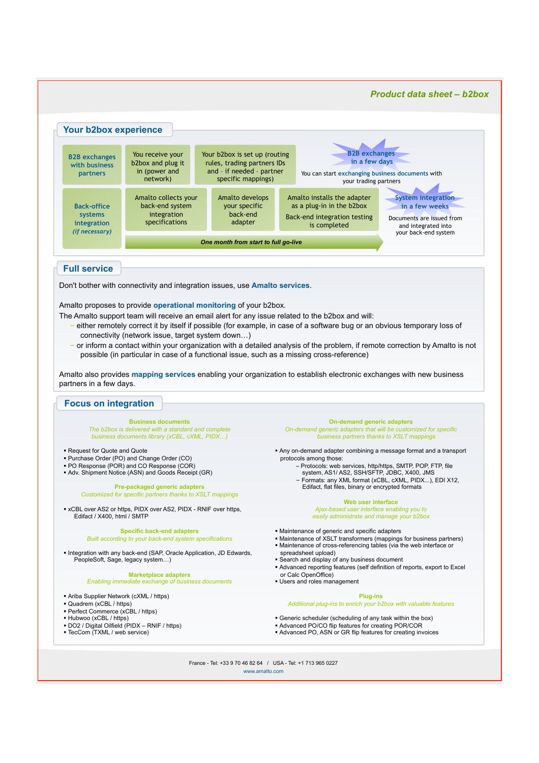*Product data sheet – b2box*

## Your b2box experience

| | | | | |
|---|---|---|---|---|
| B2B exchanges with business partners | You receive your b2box and plug it in (power and network) | Your b2box is set up (routing rules, trading partners IDs and - if needed - partner specific mappings) | | **B2B exchanges in a few days** You can start exchanging business documents with your trading partners |
| Back-office systems integration *(if necessary)* | Amalto collects your back-end system integration specifications | Amalto develops your specific back-end adapter | Amalto installs the adapter as a plug-in in the b2box. Back-end integration testing is completed | **System integration in a few weeks** Documents are issued from and integrated into your back-end system |

*One month from start to full go-live*

## Full service

Don't bother with connectivity and integration issues, use **Amalto services**.

Amalto proposes to provide **operational monitoring** of your b2box.
The Amalto support team will receive an email alert for any issue related to the b2box and will:

- either remotely correct it by itself if possible (for example, in case of a software bug or an obvious temporary loss of connectivity (network issue, target system down…)
- or inform a contact within your organization with a detailed analysis of the problem, if remote correction by Amalto is not possible (in particular in case of a functional issue, such as a missing cross-reference)

Amalto also provides **mapping services** enabling your organization to establish electronic exchanges with new business partners in a few days.

## Focus on integration

### Business documents

*The b2box is delivered with a standard and complete business documents library (xCBL, cXML, PIDX…)*

- Request for Quote and Quote
- Purchase Order (PO) and Change Order (CO)
- PO Response (POR) and CO Response (COR)
- Adv. Shipment Notice (ASN) and Goods Receipt (GR)

### Pre-packaged generic adapters

*Customized for specific partners thanks to XSLT mappings*

- xCBL over AS2 or https, PIDX over AS2, PIDX - RNIF over https, Edifact / X400, html / SMTP

### Specific back-end adapters

*Built according to your back-end system specifications*

- Integration with any back-end (SAP, Oracle Application, JD Edwards, PeopleSoft, Sage, legacy system…)

### Marketplace adapters

*Enabling immediate exchange of business documents*

- Ariba Supplier Network (cXML / https)
- Quadrem (xCBL / https)
- Perfect Commerce (xCBL / https)
- Hubwoo (xCBL / https)
- DO2 / Digital Oilfield (PIDX – RNIF / https)
- TecCom (TXML / web service)

### On-demand generic adapters

*On-demand generic adapters that will be customized for specific business partners thanks to XSLT mappings*

- Any on-demand adapter combining a message format and a transport protocols among those:
  - Protocols: web services, http/https, SMTP, POP, FTP, file system, AS1/ AS2, SSH/SFTP, JDBC, X400, JMS
  - Formats: any XML format (xCBL, cXML, PIDX...), EDI X12, Edifact, flat files, binary or encrypted formats

### Web user interface

*Ajax-based user interface enabling you to easily administrate and manage your b2box*

- Maintenance of generic and specific adapters
- Maintenance of XSLT transformers (mappings for business partners)
- Maintenance of cross-referencing tables (via the web interface or spreadsheet upload)
- Search and display of any business document
- Advanced reporting features (self definition of reports, export to Excel or Calc OpenOffice)
- Users and roles management

### Plug-ins

*Additional plug-ins to enrich your b2box with valuable features*

- Generic scheduler (scheduling of any task within the box)
- Advanced PO/CO flip features for creating POR/COR
- Advanced PO, ASN or GR flip features for creating invoices

France - Tel: +33 9 70 46 82 64 / USA - Tel: +1 713 965 0227
www.amalto.com